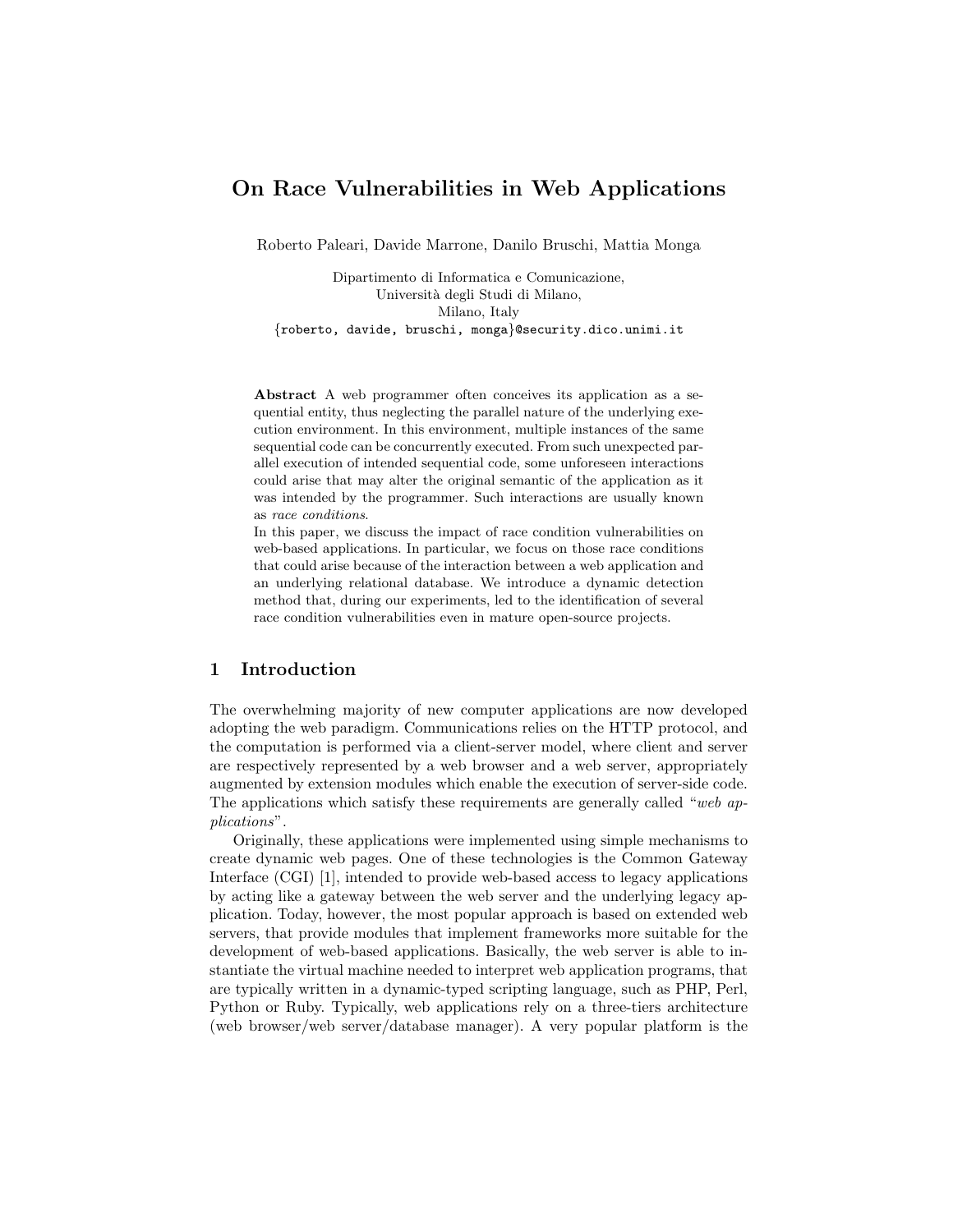# On Race Vulnerabilities in Web Applications

Roberto Paleari, Davide Marrone, Danilo Bruschi, Mattia Monga

Dipartimento di Informatica e Comunicazione,
Università degli Studi di Milano,
Milano, Italy
{roberto, davide, bruschi, monga}@security.dico.unimi.it

**Abstract** A web programmer often conceives its application as a sequential entity, thus neglecting the parallel nature of the underlying execution environment. In this environment, multiple instances of the same sequential code can be concurrently executed. From such unexpected parallel execution of intended sequential code, some unforeseen interactions could arise that may alter the original semantic of the application as it was intended by the programmer. Such interactions are usually known as *race conditions*.
In this paper, we discuss the impact of race condition vulnerabilities on web-based applications. In particular, we focus on those race conditions that could arise because of the interaction between a web application and an underlying relational database. We introduce a dynamic detection method that, during our experiments, led to the identification of several race condition vulnerabilities even in mature open-source projects.

## 1 Introduction

The overwhelming majority of new computer applications are now developed adopting the web paradigm. Communications relies on the HTTP protocol, and the computation is performed via a client-server model, where client and server are respectively represented by a web browser and a web server, appropriately augmented by extension modules which enable the execution of server-side code. The applications which satisfy these requirements are generally called "*web applications*".

Originally, these applications were implemented using simple mechanisms to create dynamic web pages. One of these technologies is the Common Gateway Interface (CGI) [1], intended to provide web-based access to legacy applications by acting like a gateway between the web server and the underlying legacy application. Today, however, the most popular approach is based on extended web servers, that provide modules that implement frameworks more suitable for the development of web-based applications. Basically, the web server is able to instantiate the virtual machine needed to interpret web application programs, that are typically written in a dynamic-typed scripting language, such as PHP, Perl, Python or Ruby. Typically, web applications rely on a three-tiers architecture (web browser/web server/database manager). A very popular platform is the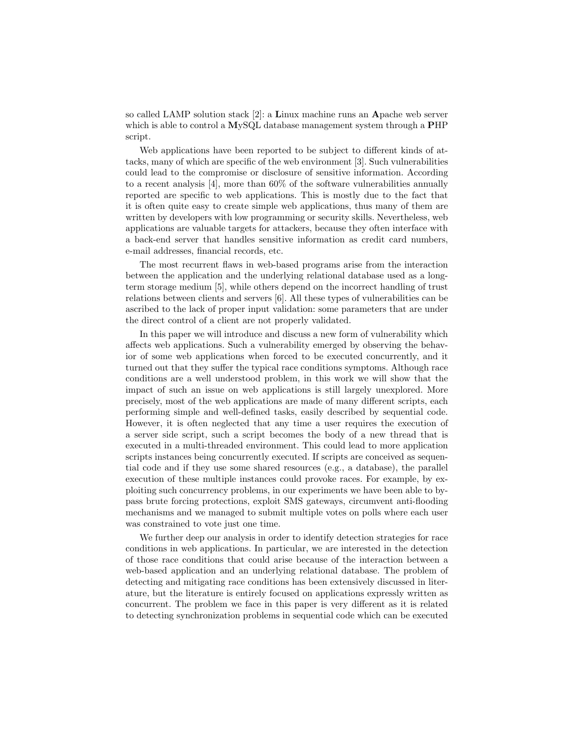so called LAMP solution stack [2]: a **L**inux machine runs an **A**pache web server which is able to control a **M**ySQL database management system through a **P**HP script.

Web applications have been reported to be subject to different kinds of attacks, many of which are specific of the web environment [3]. Such vulnerabilities could lead to the compromise or disclosure of sensitive information. According to a recent analysis [4], more than 60% of the software vulnerabilities annually reported are specific to web applications. This is mostly due to the fact that it is often quite easy to create simple web applications, thus many of them are written by developers with low programming or security skills. Nevertheless, web applications are valuable targets for attackers, because they often interface with a back-end server that handles sensitive information as credit card numbers, e-mail addresses, financial records, etc.

The most recurrent flaws in web-based programs arise from the interaction between the application and the underlying relational database used as a long-term storage medium [5], while others depend on the incorrect handling of trust relations between clients and servers [6]. All these types of vulnerabilities can be ascribed to the lack of proper input validation: some parameters that are under the direct control of a client are not properly validated.

In this paper we will introduce and discuss a new form of vulnerability which affects web applications. Such a vulnerability emerged by observing the behavior of some web applications when forced to be executed concurrently, and it turned out that they suffer the typical race conditions symptoms. Although race conditions are a well understood problem, in this work we will show that the impact of such an issue on web applications is still largely unexplored. More precisely, most of the web applications are made of many different scripts, each performing simple and well-defined tasks, easily described by sequential code. However, it is often neglected that any time a user requires the execution of a server side script, such a script becomes the body of a new thread that is executed in a multi-threaded environment. This could lead to more application scripts instances being concurrently executed. If scripts are conceived as sequential code and if they use some shared resources (e.g., a database), the parallel execution of these multiple instances could provoke races. For example, by exploiting such concurrency problems, in our experiments we have been able to bypass brute forcing protections, exploit SMS gateways, circumvent anti-flooding mechanisms and we managed to submit multiple votes on polls where each user was constrained to vote just one time.

We further deep our analysis in order to identify detection strategies for race conditions in web applications. In particular, we are interested in the detection of those race conditions that could arise because of the interaction between a web-based application and an underlying relational database. The problem of detecting and mitigating race conditions has been extensively discussed in literature, but the literature is entirely focused on applications expressly written as concurrent. The problem we face in this paper is very different as it is related to detecting synchronization problems in sequential code which can be executed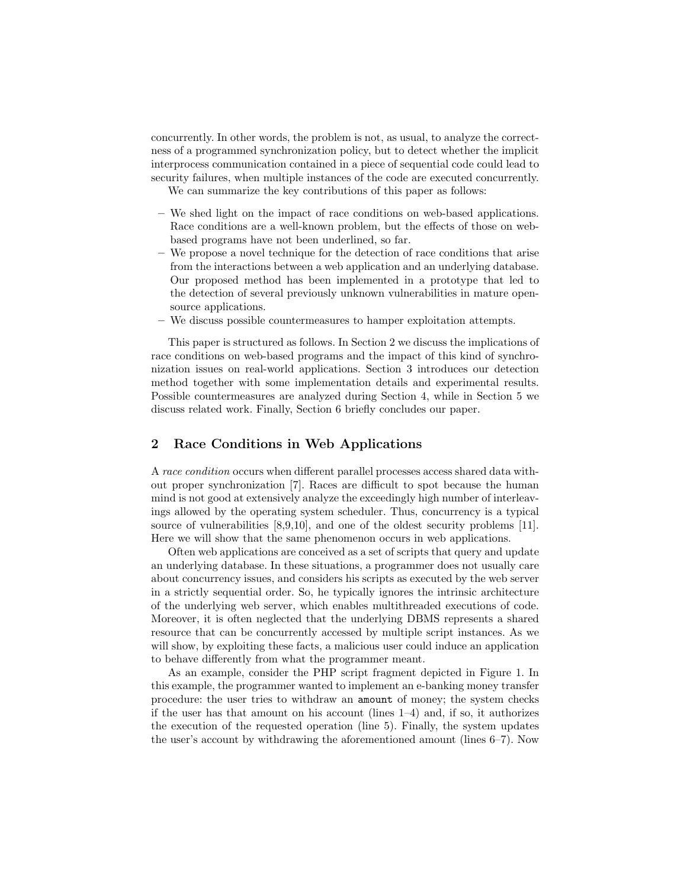concurrently. In other words, the problem is not, as usual, to analyze the correctness of a programmed synchronization policy, but to detect whether the implicit interprocess communication contained in a piece of sequential code could lead to security failures, when multiple instances of the code are executed concurrently.

We can summarize the key contributions of this paper as follows:

- We shed light on the impact of race conditions on web-based applications. Race conditions are a well-known problem, but the effects of those on web-based programs have not been underlined, so far.
- We propose a novel technique for the detection of race conditions that arise from the interactions between a web application and an underlying database. Our proposed method has been implemented in a prototype that led to the detection of several previously unknown vulnerabilities in mature open-source applications.
- We discuss possible countermeasures to hamper exploitation attempts.

This paper is structured as follows. In Section 2 we discuss the implications of race conditions on web-based programs and the impact of this kind of synchronization issues on real-world applications. Section 3 introduces our detection method together with some implementation details and experimental results. Possible countermeasures are analyzed during Section 4, while in Section 5 we discuss related work. Finally, Section 6 briefly concludes our paper.

## 2 Race Conditions in Web Applications

A *race condition* occurs when different parallel processes access shared data without proper synchronization [7]. Races are difficult to spot because the human mind is not good at extensively analyze the exceedingly high number of interleavings allowed by the operating system scheduler. Thus, concurrency is a typical source of vulnerabilities [8,9,10], and one of the oldest security problems [11]. Here we will show that the same phenomenon occurs in web applications.

Often web applications are conceived as a set of scripts that query and update an underlying database. In these situations, a programmer does not usually care about concurrency issues, and considers his scripts as executed by the web server in a strictly sequential order. So, he typically ignores the intrinsic architecture of the underlying web server, which enables multithreaded executions of code. Moreover, it is often neglected that the underlying DBMS represents a shared resource that can be concurrently accessed by multiple script instances. As we will show, by exploiting these facts, a malicious user could induce an application to behave differently from what the programmer meant.

As an example, consider the PHP script fragment depicted in Figure 1. In this example, the programmer wanted to implement an e-banking money transfer procedure: the user tries to withdraw an `amount` of money; the system checks if the user has that amount on his account (lines 1–4) and, if so, it authorizes the execution of the requested operation (line 5). Finally, the system updates the user's account by withdrawing the aforementioned amount (lines 6–7). Now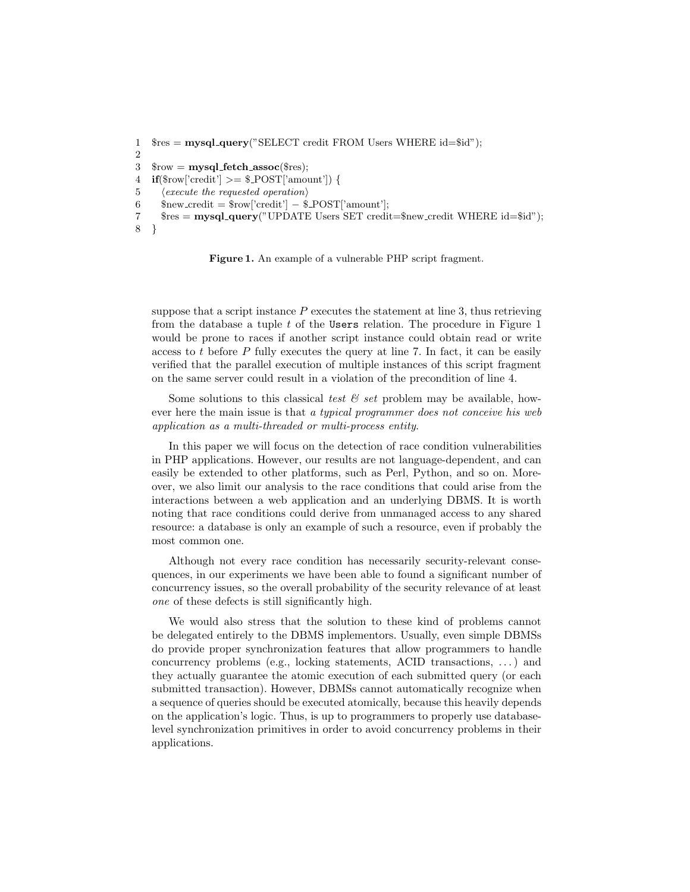```
1  $res = mysql_query("SELECT credit FROM Users WHERE id=$id");
2
3  $row = mysql_fetch_assoc($res);
4  if($row['credit'] >= $_POST['amount']) {
5    ⟨execute the requested operation⟩
6    $new_credit = $row['credit'] − $_POST['amount'];
7    $res = mysql_query("UPDATE Users SET credit=$new_credit WHERE id=$id");
8  }
```

**Figure 1.** An example of a vulnerable PHP script fragment.

suppose that a script instance $P$ executes the statement at line 3, thus retrieving from the database a tuple $t$ of the `Users` relation. The procedure in Figure 1 would be prone to races if another script instance could obtain read or write access to $t$ before $P$ fully executes the query at line 7. In fact, it can be easily verified that the parallel execution of multiple instances of this script fragment on the same server could result in a violation of the precondition of line 4.

Some solutions to this classical *test & set* problem may be available, however here the main issue is that *a typical programmer does not conceive his web application as a multi-threaded or multi-process entity*.

In this paper we will focus on the detection of race condition vulnerabilities in PHP applications. However, our results are not language-dependent, and can easily be extended to other platforms, such as Perl, Python, and so on. Moreover, we also limit our analysis to the race conditions that could arise from the interactions between a web application and an underlying DBMS. It is worth noting that race conditions could derive from unmanaged access to any shared resource: a database is only an example of such a resource, even if probably the most common one.

Although not every race condition has necessarily security-relevant consequences, in our experiments we have been able to found a significant number of concurrency issues, so the overall probability of the security relevance of at least *one* of these defects is still significantly high.

We would also stress that the solution to these kind of problems cannot be delegated entirely to the DBMS implementors. Usually, even simple DBMSs do provide proper synchronization features that allow programmers to handle concurrency problems (e.g., locking statements, ACID transactions, . . . ) and they actually guarantee the atomic execution of each submitted query (or each submitted transaction). However, DBMSs cannot automatically recognize when a sequence of queries should be executed atomically, because this heavily depends on the application's logic. Thus, is up to programmers to properly use database-level synchronization primitives in order to avoid concurrency problems in their applications.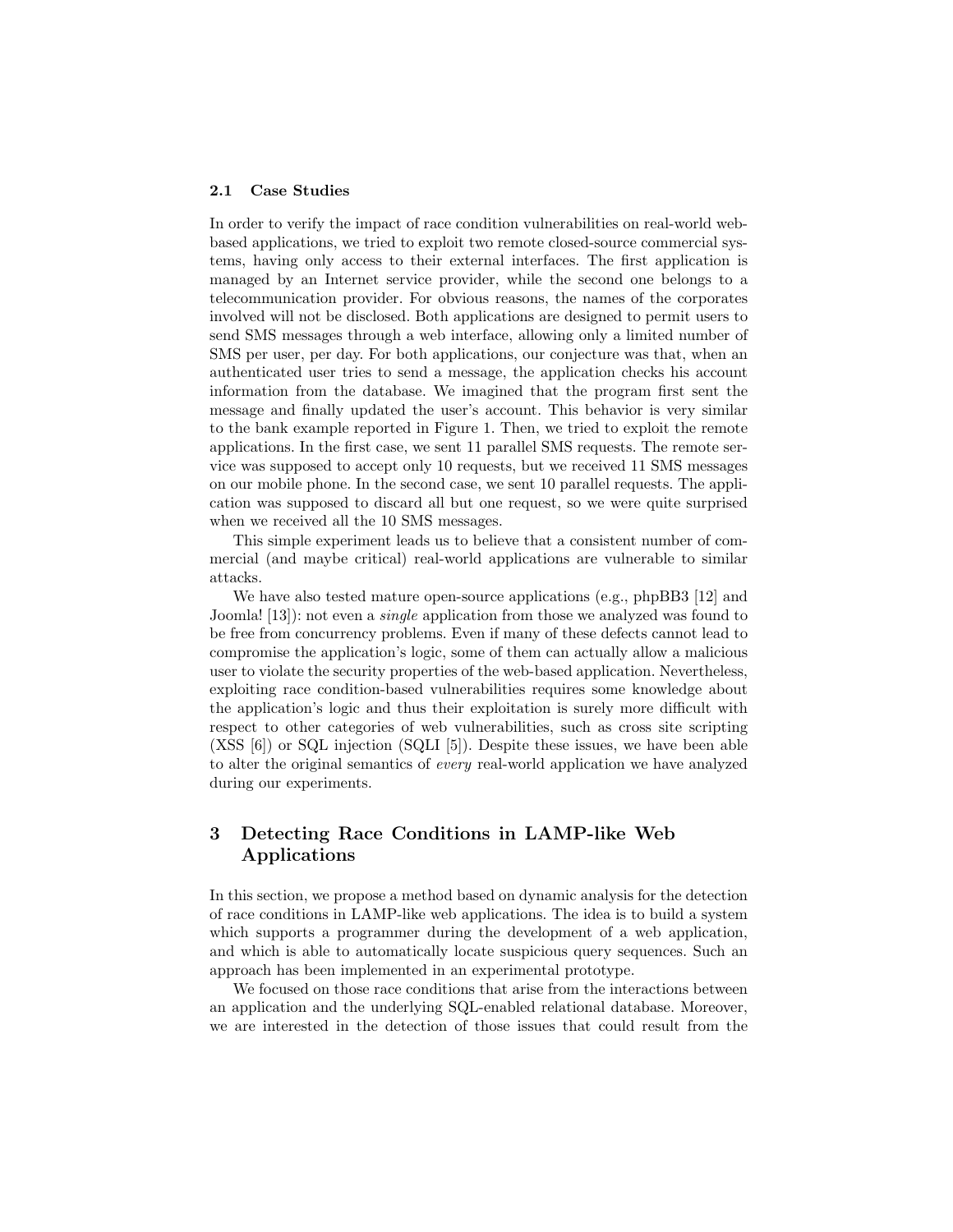### 2.1 Case Studies

In order to verify the impact of race condition vulnerabilities on real-world web-based applications, we tried to exploit two remote closed-source commercial systems, having only access to their external interfaces. The first application is managed by an Internet service provider, while the second one belongs to a telecommunication provider. For obvious reasons, the names of the corporates involved will not be disclosed. Both applications are designed to permit users to send SMS messages through a web interface, allowing only a limited number of SMS per user, per day. For both applications, our conjecture was that, when an authenticated user tries to send a message, the application checks his account information from the database. We imagined that the program first sent the message and finally updated the user's account. This behavior is very similar to the bank example reported in Figure 1. Then, we tried to exploit the remote applications. In the first case, we sent 11 parallel SMS requests. The remote service was supposed to accept only 10 requests, but we received 11 SMS messages on our mobile phone. In the second case, we sent 10 parallel requests. The application was supposed to discard all but one request, so we were quite surprised when we received all the 10 SMS messages.

This simple experiment leads us to believe that a consistent number of commercial (and maybe critical) real-world applications are vulnerable to similar attacks.

We have also tested mature open-source applications (e.g., phpBB3 [12] and Joomla! [13]): not even a *single* application from those we analyzed was found to be free from concurrency problems. Even if many of these defects cannot lead to compromise the application's logic, some of them can actually allow a malicious user to violate the security properties of the web-based application. Nevertheless, exploiting race condition-based vulnerabilities requires some knowledge about the application's logic and thus their exploitation is surely more difficult with respect to other categories of web vulnerabilities, such as cross site scripting (XSS [6]) or SQL injection (SQLI [5]). Despite these issues, we have been able to alter the original semantics of *every* real-world application we have analyzed during our experiments.

## 3 Detecting Race Conditions in LAMP-like Web Applications

In this section, we propose a method based on dynamic analysis for the detection of race conditions in LAMP-like web applications. The idea is to build a system which supports a programmer during the development of a web application, and which is able to automatically locate suspicious query sequences. Such an approach has been implemented in an experimental prototype.

We focused on those race conditions that arise from the interactions between an application and the underlying SQL-enabled relational database. Moreover, we are interested in the detection of those issues that could result from the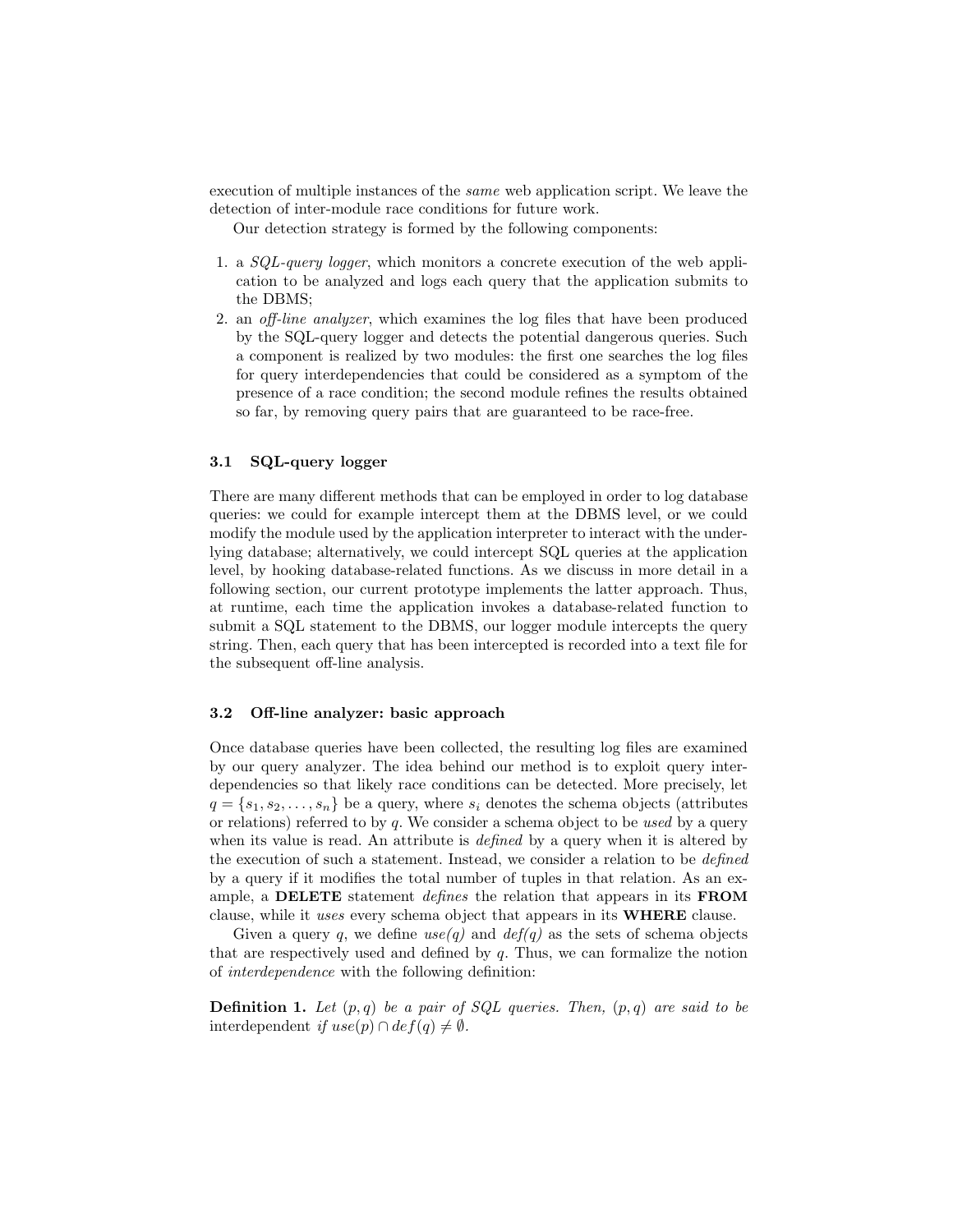execution of multiple instances of the *same* web application script. We leave the detection of inter-module race conditions for future work.

Our detection strategy is formed by the following components:

1. a *SQL-query logger*, which monitors a concrete execution of the web application to be analyzed and logs each query that the application submits to the DBMS;
2. an *off-line analyzer*, which examines the log files that have been produced by the SQL-query logger and detects the potential dangerous queries. Such a component is realized by two modules: the first one searches the log files for query interdependencies that could be considered as a symptom of the presence of a race condition; the second module refines the results obtained so far, by removing query pairs that are guaranteed to be race-free.

### 3.1 SQL-query logger

There are many different methods that can be employed in order to log database queries: we could for example intercept them at the DBMS level, or we could modify the module used by the application interpreter to interact with the underlying database; alternatively, we could intercept SQL queries at the application level, by hooking database-related functions. As we discuss in more detail in a following section, our current prototype implements the latter approach. Thus, at runtime, each time the application invokes a database-related function to submit a SQL statement to the DBMS, our logger module intercepts the query string. Then, each query that has been intercepted is recorded into a text file for the subsequent off-line analysis.

### 3.2 Off-line analyzer: basic approach

Once database queries have been collected, the resulting log files are examined by our query analyzer. The idea behind our method is to exploit query interdependencies so that likely race conditions can be detected. More precisely, let $q = \{s_1, s_2, \ldots, s_n\}$ be a query, where $s_i$ denotes the schema objects (attributes or relations) referred to by $q$. We consider a schema object to be *used* by a query when its value is read. An attribute is *defined* by a query when it is altered by the execution of such a statement. Instead, we consider a relation to be *defined* by a query if it modifies the total number of tuples in that relation. As an example, a **DELETE** statement *defines* the relation that appears in its **FROM** clause, while it *uses* every schema object that appears in its **WHERE** clause.

Given a query $q$, we define *use(q)* and *def(q)* as the sets of schema objects that are respectively used and defined by $q$. Thus, we can formalize the notion of *interdependence* with the following definition:

**Definition 1.** *Let $(p, q)$ be a pair of SQL queries. Then, $(p, q)$ are said to be* interdependent *if $use(p) \cap def(q) \neq \emptyset$.*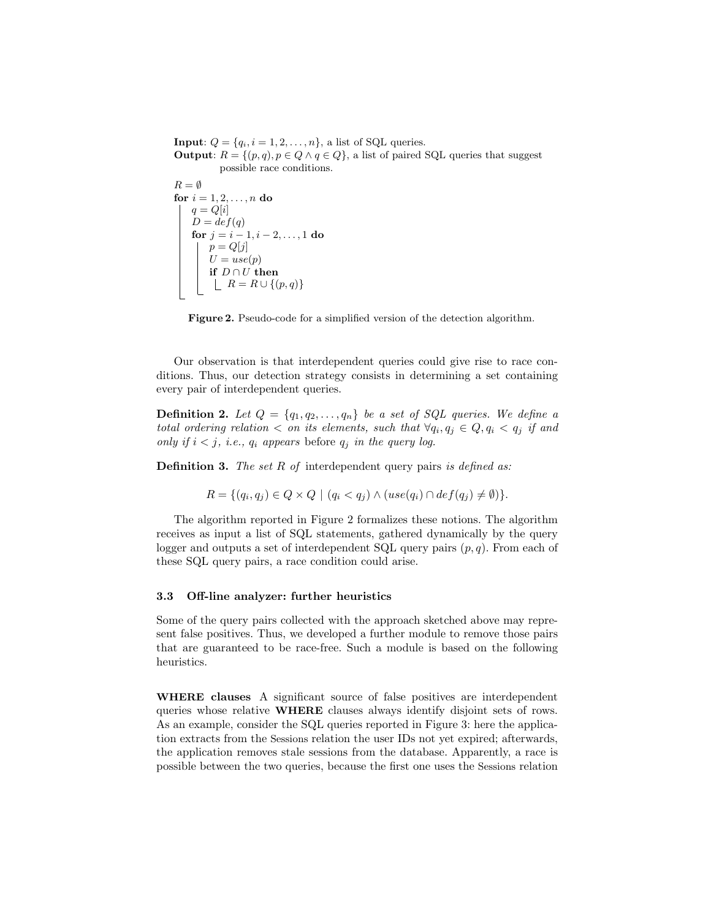**Input**: $Q = \{q_i, i = 1, 2, \ldots, n\}$, a list of SQL queries.
**Output**: $R = \{(p, q), p \in Q \land q \in Q\}$, a list of paired SQL queries that suggest possible race conditions.

```
R = ∅
for i = 1, 2, ..., n do
    q = Q[i]
    D = def(q)
    for j = i − 1, i − 2, ..., 1 do
        p = Q[j]
        U = use(p)
        if D ∩ U then
            R = R ∪ {(p, q)}
```

**Figure 2.** Pseudo-code for a simplified version of the detection algorithm.

Our observation is that interdependent queries could give rise to race conditions. Thus, our detection strategy consists in determining a set containing every pair of interdependent queries.

**Definition 2.** *Let $Q = \{q_1, q_2, \ldots, q_n\}$ be a set of SQL queries. We define a total ordering relation $<$ on its elements, such that $\forall q_i, q_j \in Q, q_i < q_j$ if and only if $i < j$, i.e., $q_i$ appears* before *$q_j$ in the query log.*

**Definition 3.** *The set $R$ of* interdependent query pairs *is defined as:*

$$R = \{(q_i, q_j) \in Q \times Q \mid (q_i < q_j) \land (use(q_i) \cap def(q_j) \neq \emptyset)\}.$$

The algorithm reported in Figure 2 formalizes these notions. The algorithm receives as input a list of SQL statements, gathered dynamically by the query logger and outputs a set of interdependent SQL query pairs $(p, q)$. From each of these SQL query pairs, a race condition could arise.

### 3.3 Off-line analyzer: further heuristics

Some of the query pairs collected with the approach sketched above may represent false positives. Thus, we developed a further module to remove those pairs that are guaranteed to be race-free. Such a module is based on the following heuristics.

**WHERE clauses** A significant source of false positives are interdependent queries whose relative **WHERE** clauses always identify disjoint sets of rows. As an example, consider the SQL queries reported in Figure 3: here the application extracts from the Sessions relation the user IDs not yet expired; afterwards, the application removes stale sessions from the database. Apparently, a race is possible between the two queries, because the first one uses the Sessions relation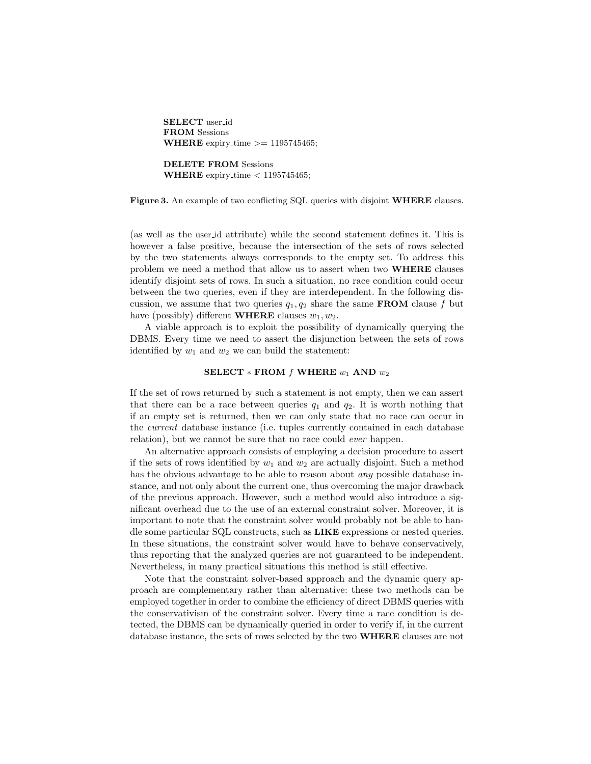```
SELECT user_id
FROM Sessions
WHERE expiry_time >= 1195745465;

DELETE FROM Sessions
WHERE expiry_time < 1195745465;
```

**Figure 3.** An example of two conflicting SQL queries with disjoint **WHERE** clauses.

(as well as the user_id attribute) while the second statement defines it. This is however a false positive, because the intersection of the sets of rows selected by the two statements always corresponds to the empty set. To address this problem we need a method that allow us to assert when two **WHERE** clauses identify disjoint sets of rows. In such a situation, no race condition could occur between the two queries, even if they are interdependent. In the following discussion, we assume that two queries $q_1, q_2$ share the same **FROM** clause $f$ but have (possibly) different **WHERE** clauses $w_1, w_2$.

A viable approach is to exploit the possibility of dynamically querying the DBMS. Every time we need to assert the disjunction between the sets of rows identified by $w_1$ and $w_2$ we can build the statement:

**SELECT** * **FROM** $f$ **WHERE** $w_1$ **AND** $w_2$

If the set of rows returned by such a statement is not empty, then we can assert that there can be a race between queries $q_1$ and $q_2$. It is worth nothing that if an empty set is returned, then we can only state that no race can occur in the *current* database instance (i.e. tuples currently contained in each database relation), but we cannot be sure that no race could *ever* happen.

An alternative approach consists of employing a decision procedure to assert if the sets of rows identified by $w_1$ and $w_2$ are actually disjoint. Such a method has the obvious advantage to be able to reason about *any* possible database instance, and not only about the current one, thus overcoming the major drawback of the previous approach. However, such a method would also introduce a significant overhead due to the use of an external constraint solver. Moreover, it is important to note that the constraint solver would probably not be able to handle some particular SQL constructs, such as **LIKE** expressions or nested queries. In these situations, the constraint solver would have to behave conservatively, thus reporting that the analyzed queries are not guaranteed to be independent. Nevertheless, in many practical situations this method is still effective.

Note that the constraint solver-based approach and the dynamic query approach are complementary rather than alternative: these two methods can be employed together in order to combine the efficiency of direct DBMS queries with the conservativism of the constraint solver. Every time a race condition is detected, the DBMS can be dynamically queried in order to verify if, in the current database instance, the sets of rows selected by the two **WHERE** clauses are not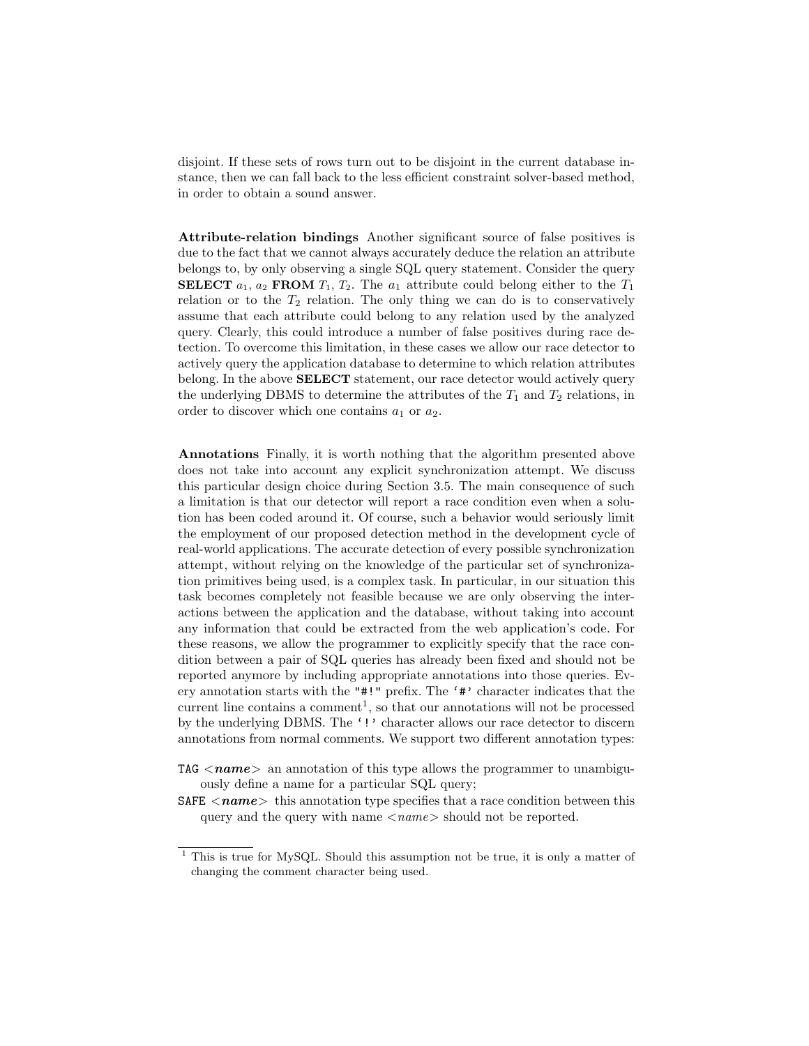disjoint. If these sets of rows turn out to be disjoint in the current database instance, then we can fall back to the less efficient constraint solver-based method, in order to obtain a sound answer.

**Attribute-relation bindings** Another significant source of false positives is due to the fact that we cannot always accurately deduce the relation an attribute belongs to, by only observing a single SQL query statement. Consider the query **SELECT** $a_1$, $a_2$ **FROM** $T_1$, $T_2$. The $a_1$ attribute could belong either to the $T_1$ relation or to the $T_2$ relation. The only thing we can do is to conservatively assume that each attribute could belong to any relation used by the analyzed query. Clearly, this could introduce a number of false positives during race detection. To overcome this limitation, in these cases we allow our race detector to actively query the application database to determine to which relation attributes belong. In the above **SELECT** statement, our race detector would actively query the underlying DBMS to determine the attributes of the $T_1$ and $T_2$ relations, in order to discover which one contains $a_1$ or $a_2$.

**Annotations** Finally, it is worth nothing that the algorithm presented above does not take into account any explicit synchronization attempt. We discuss this particular design choice during Section 3.5. The main consequence of such a limitation is that our detector will report a race condition even when a solution has been coded around it. Of course, such a behavior would seriously limit the employment of our proposed detection method in the development cycle of real-world applications. The accurate detection of every possible synchronization attempt, without relying on the knowledge of the particular set of synchronization primitives being used, is a complex task. In particular, in our situation this task becomes completely not feasible because we are only observing the interactions between the application and the database, without taking into account any information that could be extracted from the web application's code. For these reasons, we allow the programmer to explicitly specify that the race condition between a pair of SQL queries has already been fixed and should not be reported anymore by including appropriate annotations into those queries. Every annotation starts with the `"#!"` prefix. The `'#'` character indicates that the current line contains a comment[1], so that our annotations will not be processed by the underlying DBMS. The `'!'` character allows our race detector to discern annotations from normal comments. We support two different annotation types:

- `TAG` <***name***> an annotation of this type allows the programmer to unambiguously define a name for a particular SQL query;
- `SAFE` <***name***> this annotation type specifies that a race condition between this query and the query with name <*name*> should not be reported.

[1] This is true for MySQL. Should this assumption not be true, it is only a matter of changing the comment character being used.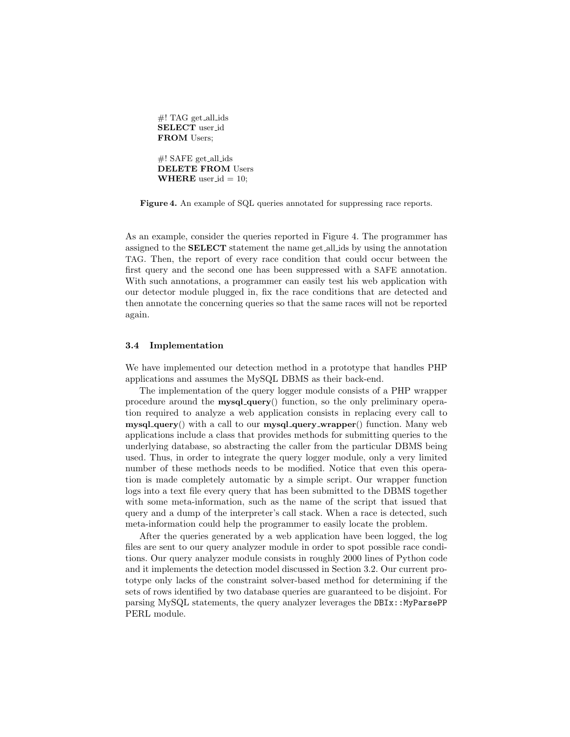```
#! TAG get_all_ids
SELECT user_id
FROM Users;

#! SAFE get_all_ids
DELETE FROM Users
WHERE user_id = 10;
```

**Figure 4.** An example of SQL queries annotated for suppressing race reports.

As an example, consider the queries reported in Figure 4. The programmer has assigned to the **SELECT** statement the name get_all_ids by using the annotation TAG. Then, the report of every race condition that could occur between the first query and the second one has been suppressed with a SAFE annotation. With such annotations, a programmer can easily test his web application with our detector module plugged in, fix the race conditions that are detected and then annotate the concerning queries so that the same races will not be reported again.

### 3.4 Implementation

We have implemented our detection method in a prototype that handles PHP applications and assumes the MySQL DBMS as their back-end.

The implementation of the query logger module consists of a PHP wrapper procedure around the **mysql_query**() function, so the only preliminary operation required to analyze a web application consists in replacing every call to **mysql_query**() with a call to our **mysql_query_wrapper**() function. Many web applications include a class that provides methods for submitting queries to the underlying database, so abstracting the caller from the particular DBMS being used. Thus, in order to integrate the query logger module, only a very limited number of these methods needs to be modified. Notice that even this operation is made completely automatic by a simple script. Our wrapper function logs into a text file every query that has been submitted to the DBMS together with some meta-information, such as the name of the script that issued that query and a dump of the interpreter's call stack. When a race is detected, such meta-information could help the programmer to easily locate the problem.

After the queries generated by a web application have been logged, the log files are sent to our query analyzer module in order to spot possible race conditions. Our query analyzer module consists in roughly 2000 lines of Python code and it implements the detection model discussed in Section 3.2. Our current prototype only lacks of the constraint solver-based method for determining if the sets of rows identified by two database queries are guaranteed to be disjoint. For parsing MySQL statements, the query analyzer leverages the `DBIx::MyParsePP` PERL module.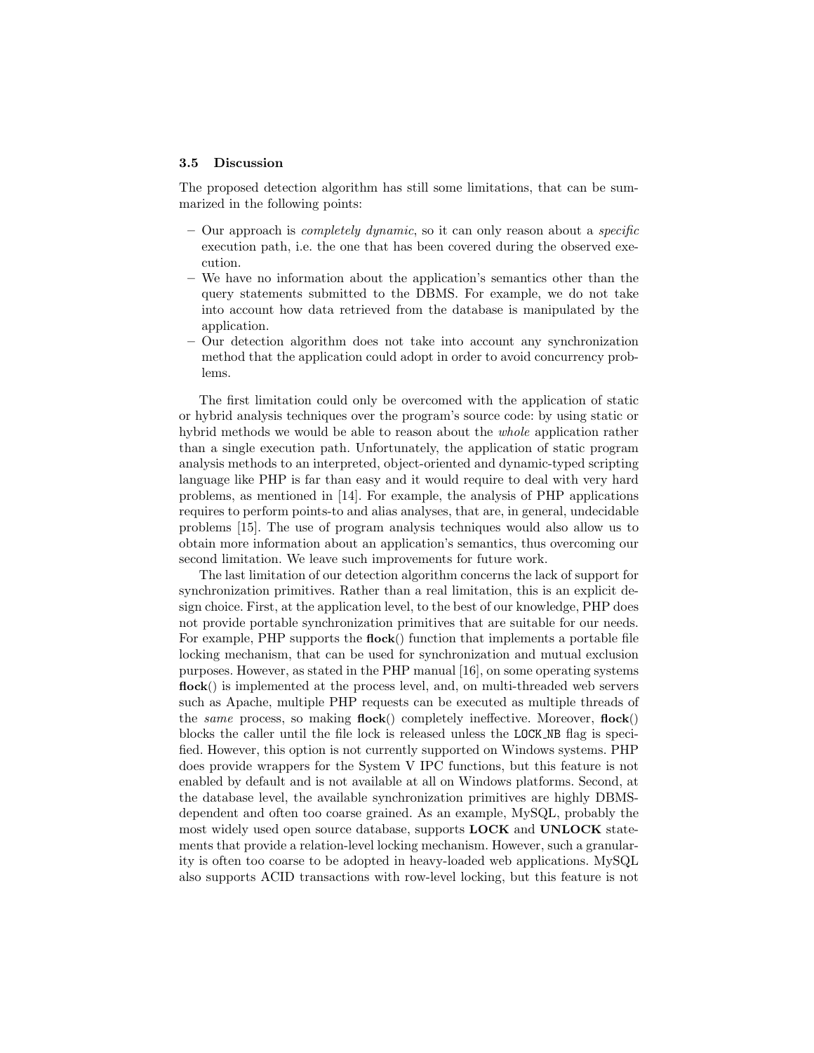### 3.5 Discussion

The proposed detection algorithm has still some limitations, that can be summarized in the following points:

- Our approach is *completely dynamic*, so it can only reason about a *specific* execution path, i.e. the one that has been covered during the observed execution.
- We have no information about the application's semantics other than the query statements submitted to the DBMS. For example, we do not take into account how data retrieved from the database is manipulated by the application.
- Our detection algorithm does not take into account any synchronization method that the application could adopt in order to avoid concurrency problems.

The first limitation could only be overcomed with the application of static or hybrid analysis techniques over the program's source code: by using static or hybrid methods we would be able to reason about the *whole* application rather than a single execution path. Unfortunately, the application of static program analysis methods to an interpreted, object-oriented and dynamic-typed scripting language like PHP is far than easy and it would require to deal with very hard problems, as mentioned in [14]. For example, the analysis of PHP applications requires to perform points-to and alias analyses, that are, in general, undecidable problems [15]. The use of program analysis techniques would also allow us to obtain more information about an application's semantics, thus overcoming our second limitation. We leave such improvements for future work.

The last limitation of our detection algorithm concerns the lack of support for synchronization primitives. Rather than a real limitation, this is an explicit design choice. First, at the application level, to the best of our knowledge, PHP does not provide portable synchronization primitives that are suitable for our needs. For example, PHP supports the **flock**() function that implements a portable file locking mechanism, that can be used for synchronization and mutual exclusion purposes. However, as stated in the PHP manual [16], on some operating systems **flock**() is implemented at the process level, and, on multi-threaded web servers such as Apache, multiple PHP requests can be executed as multiple threads of the *same* process, so making **flock**() completely ineffective. Moreover, **flock**() blocks the caller until the file lock is released unless the `LOCK_NB` flag is specified. However, this option is not currently supported on Windows systems. PHP does provide wrappers for the System V IPC functions, but this feature is not enabled by default and is not available at all on Windows platforms. Second, at the database level, the available synchronization primitives are highly DBMS-dependent and often too coarse grained. As an example, MySQL, probably the most widely used open source database, supports **LOCK** and **UNLOCK** statements that provide a relation-level locking mechanism. However, such a granularity is often too coarse to be adopted in heavy-loaded web applications. MySQL also supports ACID transactions with row-level locking, but this feature is not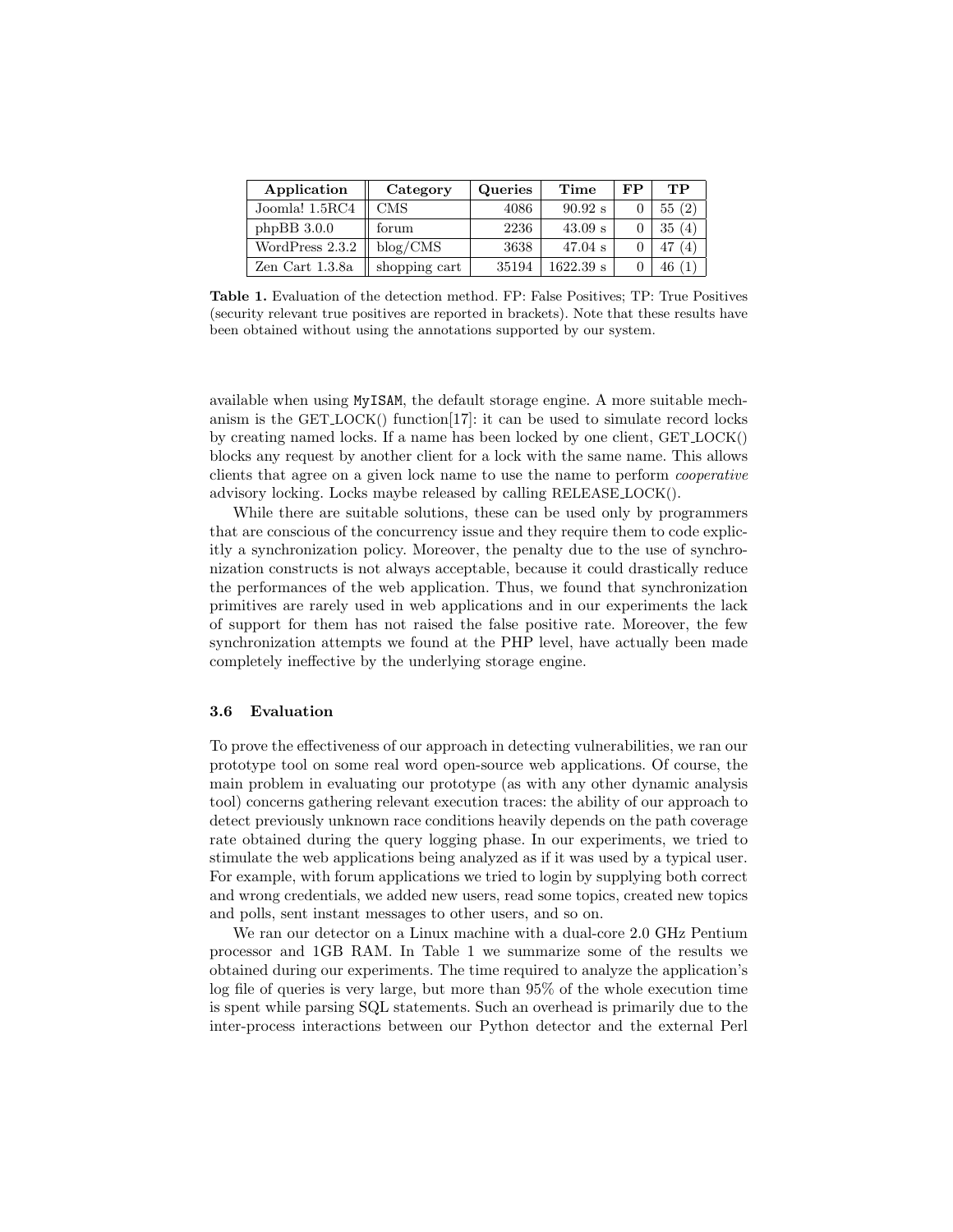| Application | Category | Queries | Time | FP | TP |
|---|---|---|---|---|---|
| Joomla! 1.5RC4 | CMS | 4086 | 90.92 s | 0 | 55 (2) |
| phpBB 3.0.0 | forum | 2236 | 43.09 s | 0 | 35 (4) |
| WordPress 2.3.2 | blog/CMS | 3638 | 47.04 s | 0 | 47 (4) |
| Zen Cart 1.3.8a | shopping cart | 35194 | 1622.39 s | 0 | 46 (1) |

**Table 1.** Evaluation of the detection method. FP: False Positives; TP: True Positives (security relevant true positives are reported in brackets). Note that these results have been obtained without using the annotations supported by our system.

available when using MyISAM, the default storage engine. A more suitable mechanism is the GET_LOCK() function[17]: it can be used to simulate record locks by creating named locks. If a name has been locked by one client, GET_LOCK() blocks any request by another client for a lock with the same name. This allows clients that agree on a given lock name to use the name to perform *cooperative* advisory locking. Locks maybe released by calling RELEASE_LOCK().

While there are suitable solutions, these can be used only by programmers that are conscious of the concurrency issue and they require them to code explicitly a synchronization policy. Moreover, the penalty due to the use of synchronization constructs is not always acceptable, because it could drastically reduce the performances of the web application. Thus, we found that synchronization primitives are rarely used in web applications and in our experiments the lack of support for them has not raised the false positive rate. Moreover, the few synchronization attempts we found at the PHP level, have actually been made completely ineffective by the underlying storage engine.

### 3.6 Evaluation

To prove the effectiveness of our approach in detecting vulnerabilities, we ran our prototype tool on some real word open-source web applications. Of course, the main problem in evaluating our prototype (as with any other dynamic analysis tool) concerns gathering relevant execution traces: the ability of our approach to detect previously unknown race conditions heavily depends on the path coverage rate obtained during the query logging phase. In our experiments, we tried to stimulate the web applications being analyzed as if it was used by a typical user. For example, with forum applications we tried to login by supplying both correct and wrong credentials, we added new users, read some topics, created new topics and polls, sent instant messages to other users, and so on.

We ran our detector on a Linux machine with a dual-core 2.0 GHz Pentium processor and 1GB RAM. In Table 1 we summarize some of the results we obtained during our experiments. The time required to analyze the application's log file of queries is very large, but more than 95% of the whole execution time is spent while parsing SQL statements. Such an overhead is primarily due to the inter-process interactions between our Python detector and the external Perl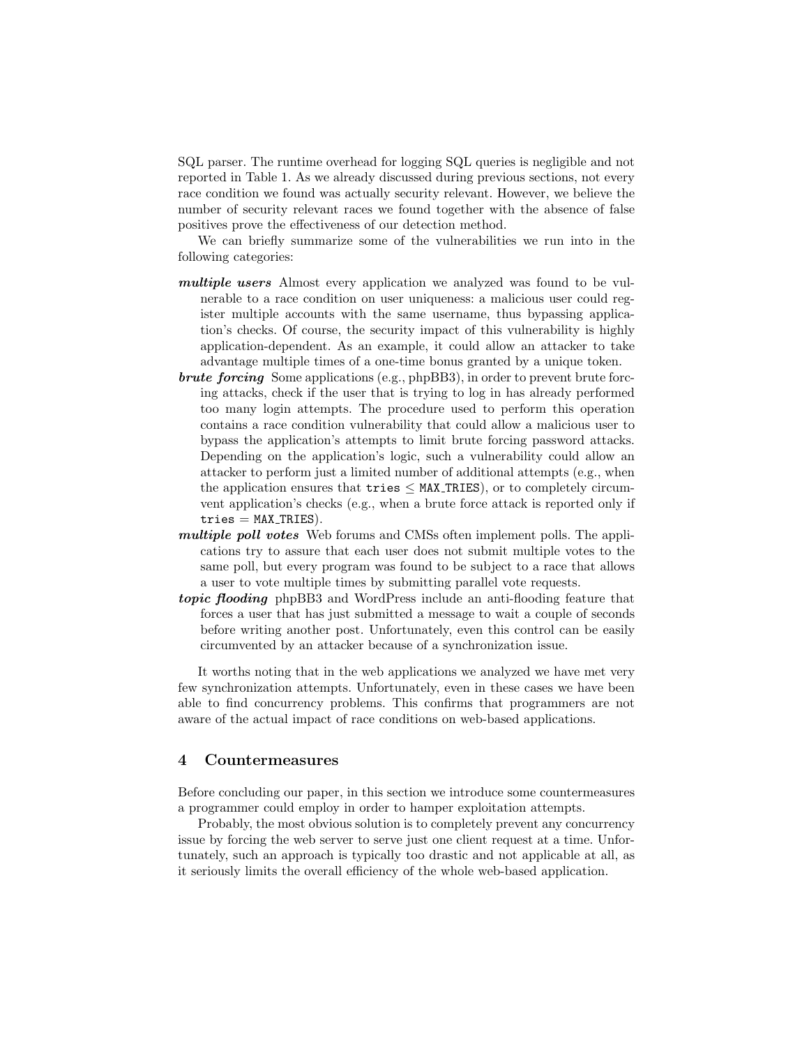SQL parser. The runtime overhead for logging SQL queries is negligible and not reported in Table 1. As we already discussed during previous sections, not every race condition we found was actually security relevant. However, we believe the number of security relevant races we found together with the absence of false positives prove the effectiveness of our detection method.

We can briefly summarize some of the vulnerabilities we run into in the following categories:

***multiple users*** Almost every application we analyzed was found to be vulnerable to a race condition on user uniqueness: a malicious user could register multiple accounts with the same username, thus bypassing application's checks. Of course, the security impact of this vulnerability is highly application-dependent. As an example, it could allow an attacker to take advantage multiple times of a one-time bonus granted by a unique token.

***brute forcing*** Some applications (e.g., phpBB3), in order to prevent brute forcing attacks, check if the user that is trying to log in has already performed too many login attempts. The procedure used to perform this operation contains a race condition vulnerability that could allow a malicious user to bypass the application's attempts to limit brute forcing password attacks. Depending on the application's logic, such a vulnerability could allow an attacker to perform just a limited number of additional attempts (e.g., when the application ensures that `tries` $\leq$ `MAX_TRIES`), or to completely circumvent application's checks (e.g., when a brute force attack is reported only if `tries` $=$ `MAX_TRIES`).

***multiple poll votes*** Web forums and CMSs often implement polls. The applications try to assure that each user does not submit multiple votes to the same poll, but every program was found to be subject to a race that allows a user to vote multiple times by submitting parallel vote requests.

***topic flooding*** phpBB3 and WordPress include an anti-flooding feature that forces a user that has just submitted a message to wait a couple of seconds before writing another post. Unfortunately, even this control can be easily circumvented by an attacker because of a synchronization issue.

It worths noting that in the web applications we analyzed we have met very few synchronization attempts. Unfortunately, even in these cases we have been able to find concurrency problems. This confirms that programmers are not aware of the actual impact of race conditions on web-based applications.

## 4 Countermeasures

Before concluding our paper, in this section we introduce some countermeasures a programmer could employ in order to hamper exploitation attempts.

Probably, the most obvious solution is to completely prevent any concurrency issue by forcing the web server to serve just one client request at a time. Unfortunately, such an approach is typically too drastic and not applicable at all, as it seriously limits the overall efficiency of the whole web-based application.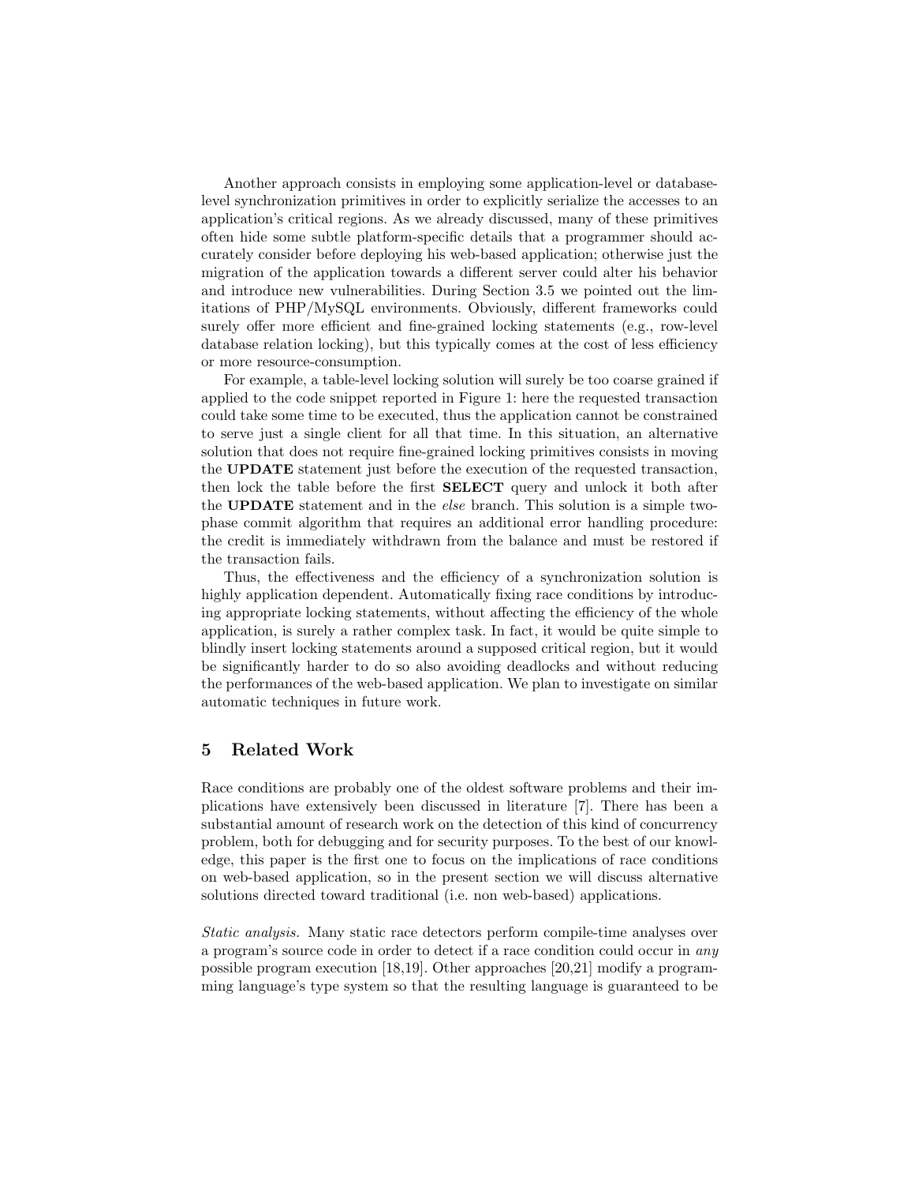Another approach consists in employing some application-level or database-level synchronization primitives in order to explicitly serialize the accesses to an application's critical regions. As we already discussed, many of these primitives often hide some subtle platform-specific details that a programmer should accurately consider before deploying his web-based application; otherwise just the migration of the application towards a different server could alter his behavior and introduce new vulnerabilities. During Section 3.5 we pointed out the limitations of PHP/MySQL environments. Obviously, different frameworks could surely offer more efficient and fine-grained locking statements (e.g., row-level database relation locking), but this typically comes at the cost of less efficiency or more resource-consumption.

For example, a table-level locking solution will surely be too coarse grained if applied to the code snippet reported in Figure 1: here the requested transaction could take some time to be executed, thus the application cannot be constrained to serve just a single client for all that time. In this situation, an alternative solution that does not require fine-grained locking primitives consists in moving the **UPDATE** statement just before the execution of the requested transaction, then lock the table before the first **SELECT** query and unlock it both after the **UPDATE** statement and in the *else* branch. This solution is a simple two-phase commit algorithm that requires an additional error handling procedure: the credit is immediately withdrawn from the balance and must be restored if the transaction fails.

Thus, the effectiveness and the efficiency of a synchronization solution is highly application dependent. Automatically fixing race conditions by introducing appropriate locking statements, without affecting the efficiency of the whole application, is surely a rather complex task. In fact, it would be quite simple to blindly insert locking statements around a supposed critical region, but it would be significantly harder to do so also avoiding deadlocks and without reducing the performances of the web-based application. We plan to investigate on similar automatic techniques in future work.

## 5 Related Work

Race conditions are probably one of the oldest software problems and their implications have extensively been discussed in literature [7]. There has been a substantial amount of research work on the detection of this kind of concurrency problem, both for debugging and for security purposes. To the best of our knowledge, this paper is the first one to focus on the implications of race conditions on web-based application, so in the present section we will discuss alternative solutions directed toward traditional (i.e. non web-based) applications.

*Static analysis.* Many static race detectors perform compile-time analyses over a program's source code in order to detect if a race condition could occur in *any* possible program execution [18,19]. Other approaches [20,21] modify a programming language's type system so that the resulting language is guaranteed to be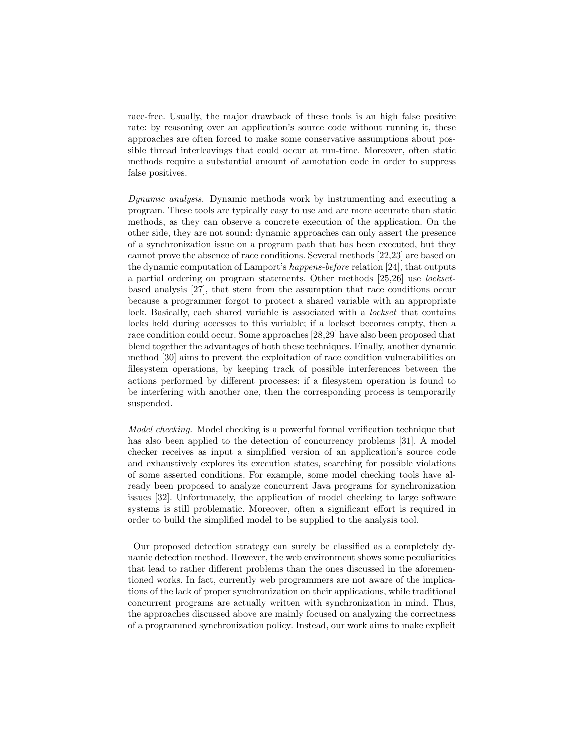race-free. Usually, the major drawback of these tools is an high false positive rate: by reasoning over an application's source code without running it, these approaches are often forced to make some conservative assumptions about possible thread interleavings that could occur at run-time. Moreover, often static methods require a substantial amount of annotation code in order to suppress false positives.

*Dynamic analysis.* Dynamic methods work by instrumenting and executing a program. These tools are typically easy to use and are more accurate than static methods, as they can observe a concrete execution of the application. On the other side, they are not sound: dynamic approaches can only assert the presence of a synchronization issue on a program path that has been executed, but they cannot prove the absence of race conditions. Several methods [22,23] are based on the dynamic computation of Lamport's *happens-before* relation [24], that outputs a partial ordering on program statements. Other methods [25,26] use *lockset*-based analysis [27], that stem from the assumption that race conditions occur because a programmer forgot to protect a shared variable with an appropriate lock. Basically, each shared variable is associated with a *lockset* that contains locks held during accesses to this variable; if a lockset becomes empty, then a race condition could occur. Some approaches [28,29] have also been proposed that blend together the advantages of both these techniques. Finally, another dynamic method [30] aims to prevent the exploitation of race condition vulnerabilities on filesystem operations, by keeping track of possible interferences between the actions performed by different processes: if a filesystem operation is found to be interfering with another one, then the corresponding process is temporarily suspended.

*Model checking.* Model checking is a powerful formal verification technique that has also been applied to the detection of concurrency problems [31]. A model checker receives as input a simplified version of an application's source code and exhaustively explores its execution states, searching for possible violations of some asserted conditions. For example, some model checking tools have already been proposed to analyze concurrent Java programs for synchronization issues [32]. Unfortunately, the application of model checking to large software systems is still problematic. Moreover, often a significant effort is required in order to build the simplified model to be supplied to the analysis tool.

Our proposed detection strategy can surely be classified as a completely dynamic detection method. However, the web environment shows some peculiarities that lead to rather different problems than the ones discussed in the aforementioned works. In fact, currently web programmers are not aware of the implications of the lack of proper synchronization on their applications, while traditional concurrent programs are actually written with synchronization in mind. Thus, the approaches discussed above are mainly focused on analyzing the correctness of a programmed synchronization policy. Instead, our work aims to make explicit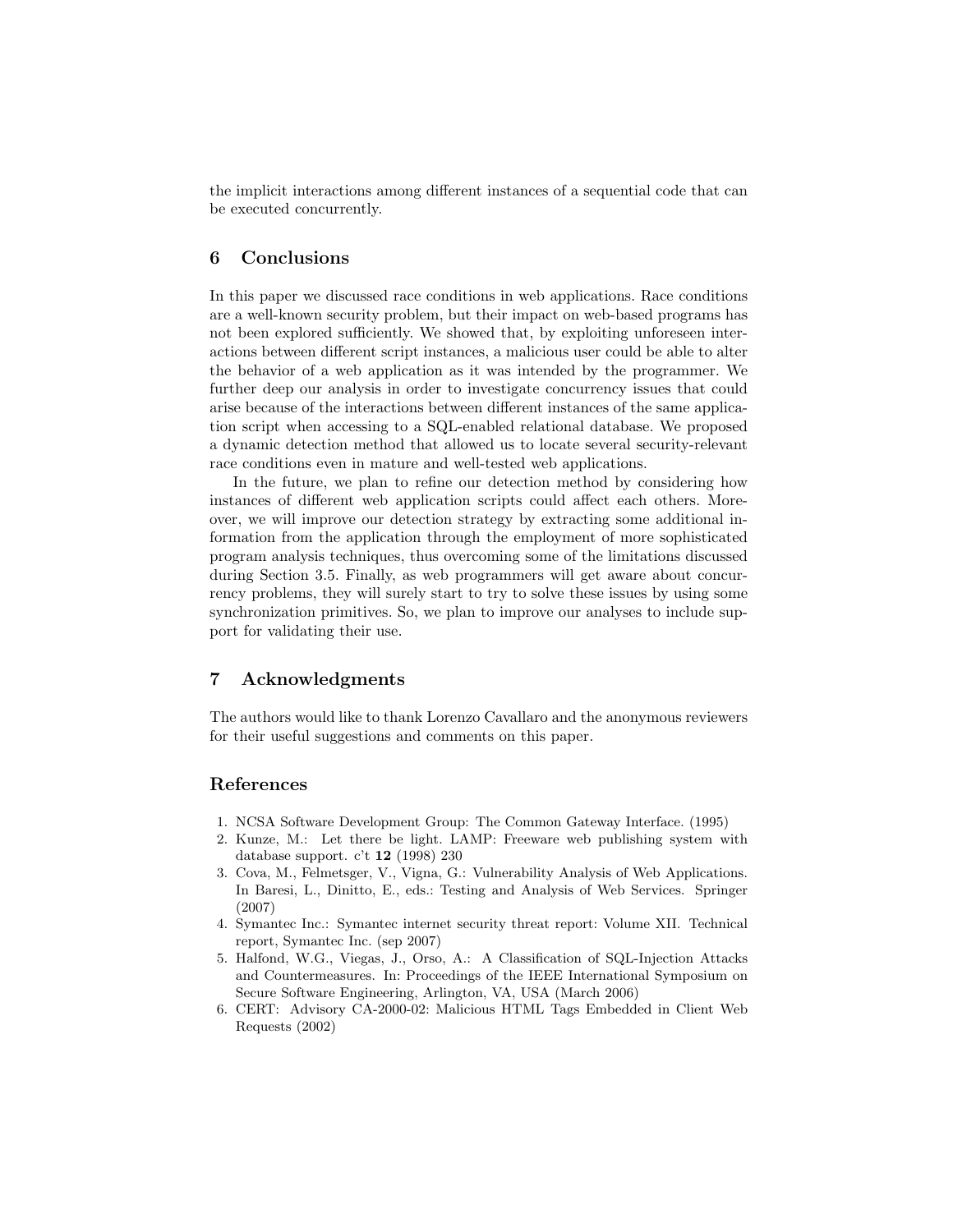the implicit interactions among different instances of a sequential code that can be executed concurrently.

## 6 Conclusions

In this paper we discussed race conditions in web applications. Race conditions are a well-known security problem, but their impact on web-based programs has not been explored sufficiently. We showed that, by exploiting unforeseen interactions between different script instances, a malicious user could be able to alter the behavior of a web application as it was intended by the programmer. We further deep our analysis in order to investigate concurrency issues that could arise because of the interactions between different instances of the same application script when accessing to a SQL-enabled relational database. We proposed a dynamic detection method that allowed us to locate several security-relevant race conditions even in mature and well-tested web applications.

In the future, we plan to refine our detection method by considering how instances of different web application scripts could affect each others. Moreover, we will improve our detection strategy by extracting some additional information from the application through the employment of more sophisticated program analysis techniques, thus overcoming some of the limitations discussed during Section 3.5. Finally, as web programmers will get aware about concurrency problems, they will surely start to try to solve these issues by using some synchronization primitives. So, we plan to improve our analyses to include support for validating their use.

## 7 Acknowledgments

The authors would like to thank Lorenzo Cavallaro and the anonymous reviewers for their useful suggestions and comments on this paper.

## References

1. NCSA Software Development Group: The Common Gateway Interface. (1995)
2. Kunze, M.: Let there be light. LAMP: Freeware web publishing system with database support. c't **12** (1998) 230
3. Cova, M., Felmetsger, V., Vigna, G.: Vulnerability Analysis of Web Applications. In Baresi, L., Dinitto, E., eds.: Testing and Analysis of Web Services. Springer (2007)
4. Symantec Inc.: Symantec internet security threat report: Volume XII. Technical report, Symantec Inc. (sep 2007)
5. Halfond, W.G., Viegas, J., Orso, A.: A Classification of SQL-Injection Attacks and Countermeasures. In: Proceedings of the IEEE International Symposium on Secure Software Engineering, Arlington, VA, USA (March 2006)
6. CERT: Advisory CA-2000-02: Malicious HTML Tags Embedded in Client Web Requests (2002)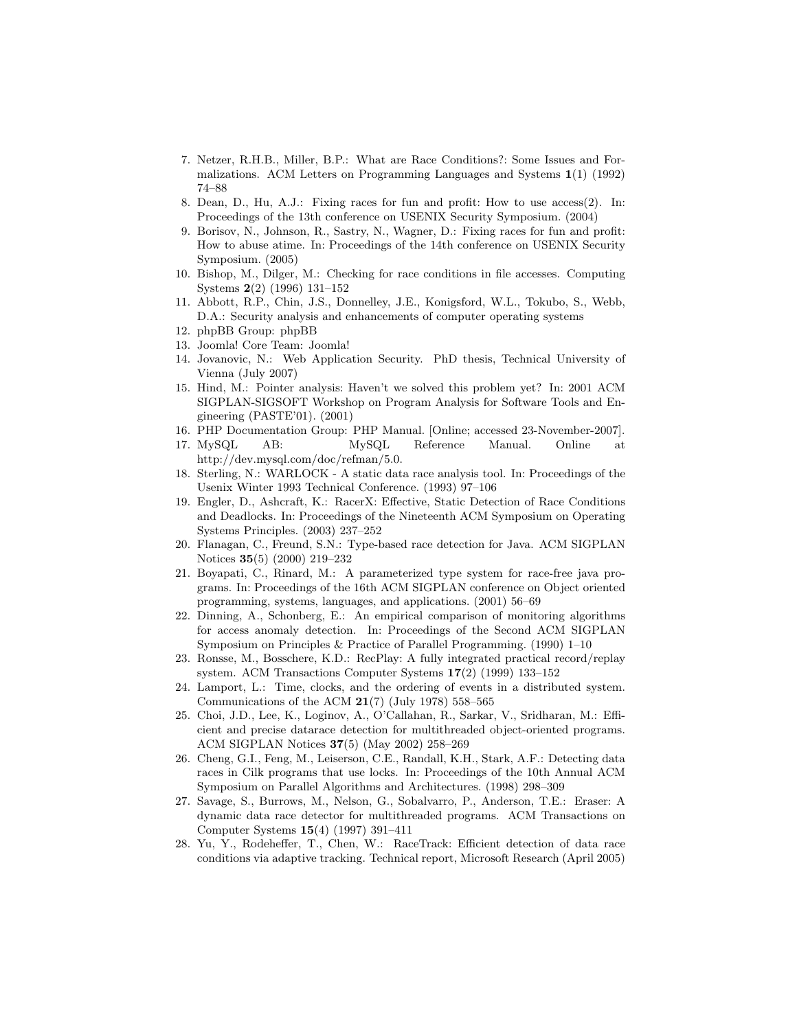7. Netzer, R.H.B., Miller, B.P.: What are Race Conditions?: Some Issues and Formalizations. ACM Letters on Programming Languages and Systems **1**(1) (1992) 74–88
8. Dean, D., Hu, A.J.: Fixing races for fun and profit: How to use access(2). In: Proceedings of the 13th conference on USENIX Security Symposium. (2004)
9. Borisov, N., Johnson, R., Sastry, N., Wagner, D.: Fixing races for fun and profit: How to abuse atime. In: Proceedings of the 14th conference on USENIX Security Symposium. (2005)
10. Bishop, M., Dilger, M.: Checking for race conditions in file accesses. Computing Systems **2**(2) (1996) 131–152
11. Abbott, R.P., Chin, J.S., Donnelley, J.E., Konigsford, W.L., Tokubo, S., Webb, D.A.: Security analysis and enhancements of computer operating systems
12. phpBB Group: phpBB
13. Joomla! Core Team: Joomla!
14. Jovanovic, N.: Web Application Security. PhD thesis, Technical University of Vienna (July 2007)
15. Hind, M.: Pointer analysis: Haven't we solved this problem yet? In: 2001 ACM SIGPLAN-SIGSOFT Workshop on Program Analysis for Software Tools and Engineering (PASTE'01). (2001)
16. PHP Documentation Group: PHP Manual. [Online; accessed 23-November-2007].
17. MySQL AB: MySQL Reference Manual. Online at http://dev.mysql.com/doc/refman/5.0.
18. Sterling, N.: WARLOCK - A static data race analysis tool. In: Proceedings of the Usenix Winter 1993 Technical Conference. (1993) 97–106
19. Engler, D., Ashcraft, K.: RacerX: Effective, Static Detection of Race Conditions and Deadlocks. In: Proceedings of the Nineteenth ACM Symposium on Operating Systems Principles. (2003) 237–252
20. Flanagan, C., Freund, S.N.: Type-based race detection for Java. ACM SIGPLAN Notices **35**(5) (2000) 219–232
21. Boyapati, C., Rinard, M.: A parameterized type system for race-free java programs. In: Proceedings of the 16th ACM SIGPLAN conference on Object oriented programming, systems, languages, and applications. (2001) 56–69
22. Dinning, A., Schonberg, E.: An empirical comparison of monitoring algorithms for access anomaly detection. In: Proceedings of the Second ACM SIGPLAN Symposium on Principles & Practice of Parallel Programming. (1990) 1–10
23. Ronsse, M., Bosschere, K.D.: RecPlay: A fully integrated practical record/replay system. ACM Transactions Computer Systems **17**(2) (1999) 133–152
24. Lamport, L.: Time, clocks, and the ordering of events in a distributed system. Communications of the ACM **21**(7) (July 1978) 558–565
25. Choi, J.D., Lee, K., Loginov, A., O'Callahan, R., Sarkar, V., Sridharan, M.: Efficient and precise datarace detection for multithreaded object-oriented programs. ACM SIGPLAN Notices **37**(5) (May 2002) 258–269
26. Cheng, G.I., Feng, M., Leiserson, C.E., Randall, K.H., Stark, A.F.: Detecting data races in Cilk programs that use locks. In: Proceedings of the 10th Annual ACM Symposium on Parallel Algorithms and Architectures. (1998) 298–309
27. Savage, S., Burrows, M., Nelson, G., Sobalvarro, P., Anderson, T.E.: Eraser: A dynamic data race detector for multithreaded programs. ACM Transactions on Computer Systems **15**(4) (1997) 391–411
28. Yu, Y., Rodeheffer, T., Chen, W.: RaceTrack: Efficient detection of data race conditions via adaptive tracking. Technical report, Microsoft Research (April 2005)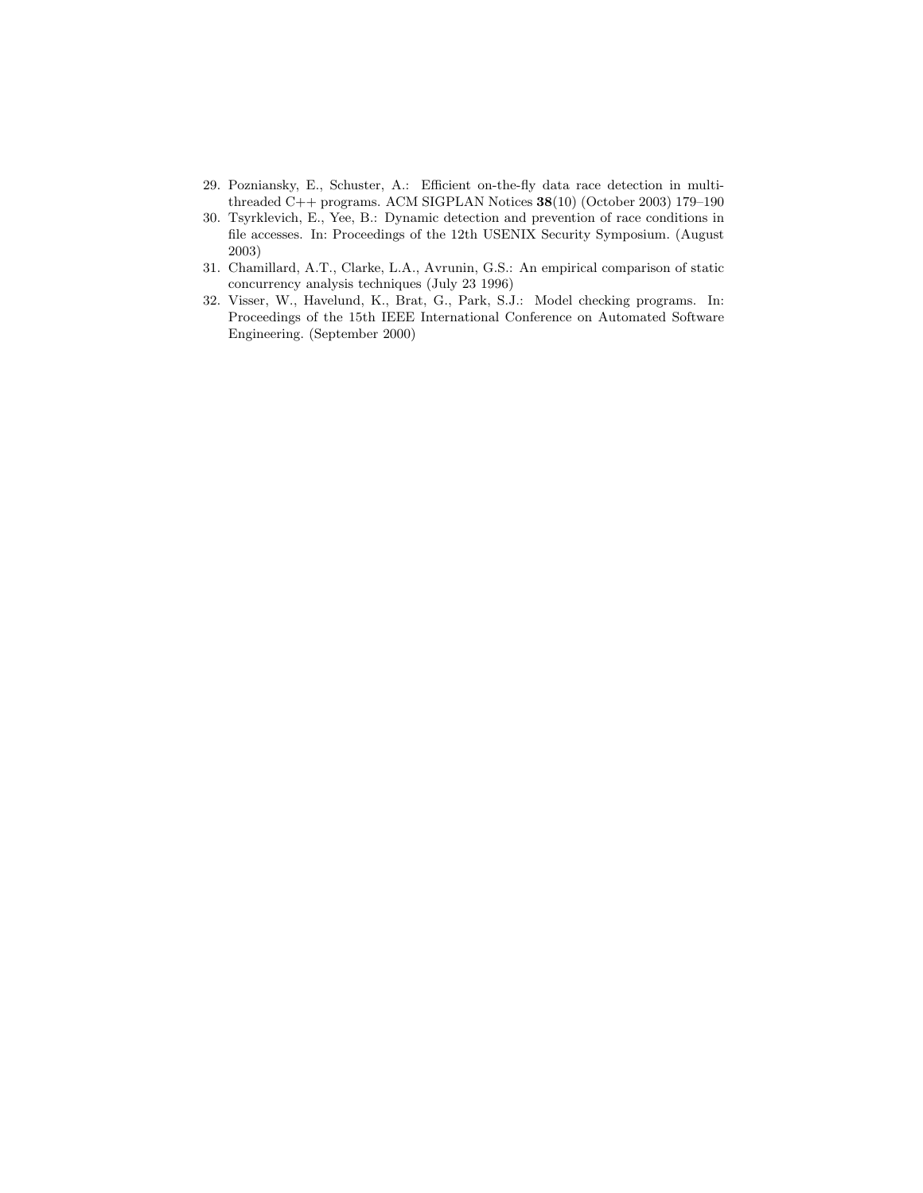29. Pozniansky, E., Schuster, A.: Efficient on-the-fly data race detection in multi-threaded C++ programs. ACM SIGPLAN Notices **38**(10) (October 2003) 179–190
30. Tsyrklevich, E., Yee, B.: Dynamic detection and prevention of race conditions in file accesses. In: Proceedings of the 12th USENIX Security Symposium. (August 2003)
31. Chamillard, A.T., Clarke, L.A., Avrunin, G.S.: An empirical comparison of static concurrency analysis techniques (July 23 1996)
32. Visser, W., Havelund, K., Brat, G., Park, S.J.: Model checking programs. In: Proceedings of the 15th IEEE International Conference on Automated Software Engineering. (September 2000)